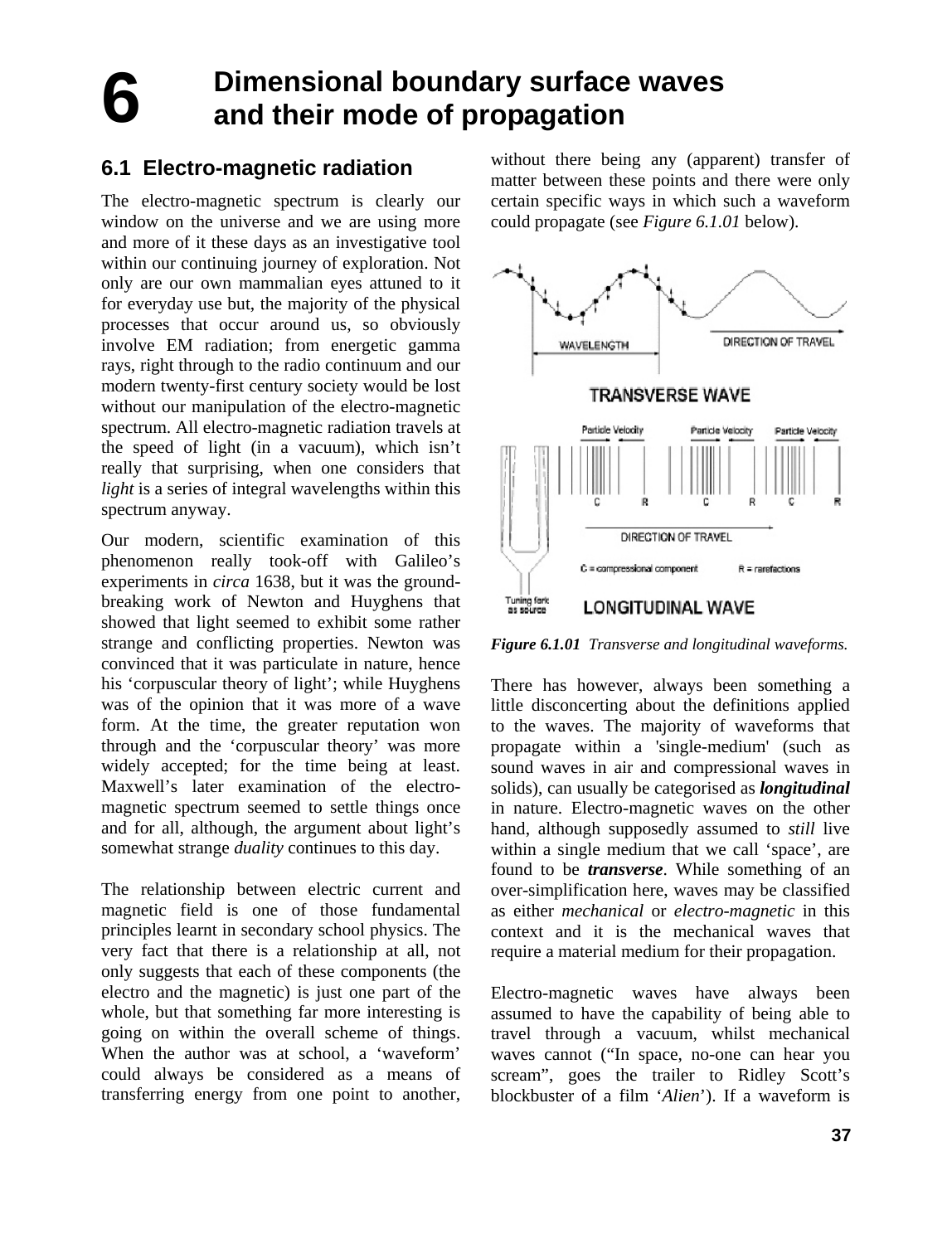# 6 Dimensional boundary surface waves and their mode of propagation

## 6.1 Electro-magnetic radiation

The electro-magnetic spectrum is clearly our window on the universe and we are using more and more of it these days as an investigative tool within our continuing journey of exploration. Not only are our own mammalian eyes attuned to it for everyday use but, the majority of the physical processes that occur around us, so obviously involve EM radiation; from energetic gamma rays, right through to the radio continuum and our modern twenty-first century society would be lost without our manipulation of the electro-magnetic spectrum. All electro-magnetic radiation travels at the speed of light (in a vacuum), which isn't really that surprising, when one considers that *light* is a series of integral wavelengths within this spectrum anyway.

Our modern, scientific examination of this phenomenon really took-off with Galileo's experiments in *circa* 1638, but it was the ground-breaking work of Newton and Huyghens that showed that light seemed to exhibit some rather strange and conflicting properties. Newton was convinced that it was particulate in nature, hence his 'corpuscular theory of light'; while Huyghens was of the opinion that it was more of a wave form. At the time, the greater reputation won through and the 'corpuscular theory' was more widely accepted; for the time being at least. Maxwell's later examination of the electro-magnetic spectrum seemed to settle things once and for all, although, the argument about light's somewhat strange *duality* continues to this day.

The relationship between electric current and magnetic field is one of those fundamental principles learnt in secondary school physics. The very fact that there is a relationship at all, not only suggests that each of these components (the electro and the magnetic) is just one part of the whole, but that something far more interesting is going on within the overall scheme of things. When the author was at school, a 'waveform' could always be considered as a means of transferring energy from one point to another, without there being any (apparent) transfer of matter between these points and there were only certain specific ways in which such a waveform could propagate (see *Figure 6.1.01* below).

***Figure 6.1.01*** *Transverse and longitudinal waveforms.*

There has however, always been something a little disconcerting about the definitions applied to the waves. The majority of waveforms that propagate within a 'single-medium' (such as sound waves in air and compressional waves in solids), can usually be categorised as ***longitudinal*** in nature. Electro-magnetic waves on the other hand, although supposedly assumed to *still* live within a single medium that we call 'space', are found to be ***transverse***. While something of an over-simplification here, waves may be classified as either *mechanical* or *electro-magnetic* in this context and it is the mechanical waves that require a material medium for their propagation.

Electro-magnetic waves have always been assumed to have the capability of being able to travel through a vacuum, whilst mechanical waves cannot ("In space, no-one can hear you scream", goes the trailer to Ridley Scott's blockbuster of a film '*Alien*'). If a waveform is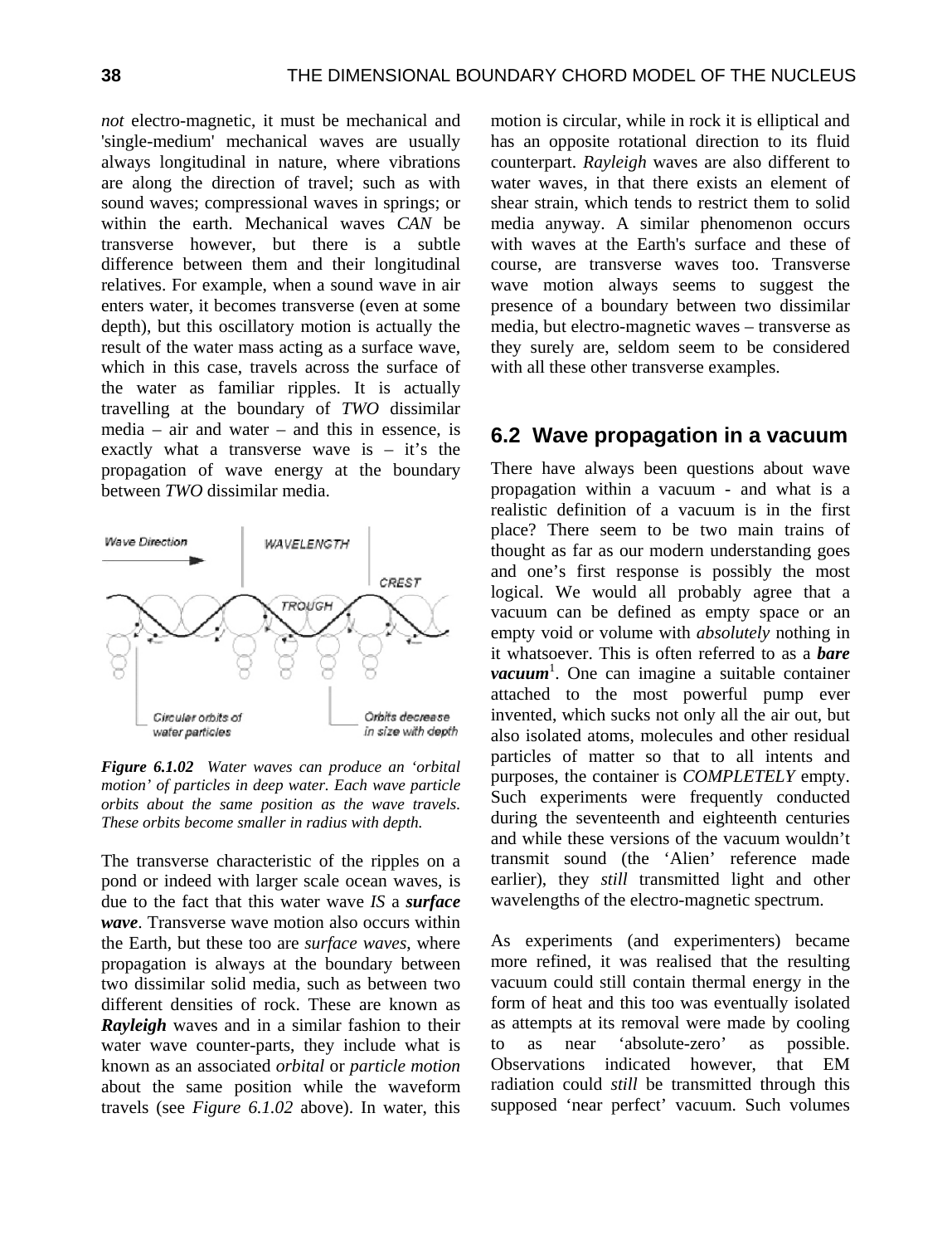*not* electro-magnetic, it must be mechanical and 'single-medium' mechanical waves are usually always longitudinal in nature, where vibrations are along the direction of travel; such as with sound waves; compressional waves in springs; or within the earth. Mechanical waves *CAN* be transverse however, but there is a subtle difference between them and their longitudinal relatives. For example, when a sound wave in air enters water, it becomes transverse (even at some depth), but this oscillatory motion is actually the result of the water mass acting as a surface wave, which in this case, travels across the surface of the water as familiar ripples. It is actually travelling at the boundary of *TWO* dissimilar media – air and water – and this in essence, is exactly what a transverse wave is – it's the propagation of wave energy at the boundary between *TWO* dissimilar media.

***Figure 6.1.02*** *Water waves can produce an 'orbital motion' of particles in deep water. Each wave particle orbits about the same position as the wave travels. These orbits become smaller in radius with depth.*

The transverse characteristic of the ripples on a pond or indeed with larger scale ocean waves, is due to the fact that this water wave *IS* a ***surface wave***. Transverse wave motion also occurs within the Earth, but these too are *surface waves*, where propagation is always at the boundary between two dissimilar solid media, such as between two different densities of rock. These are known as ***Rayleigh*** waves and in a similar fashion to their water wave counter-parts, they include what is known as an associated *orbital* or *particle motion* about the same position while the waveform travels (see *Figure 6.1.02* above). In water, this motion is circular, while in rock it is elliptical and has an opposite rotational direction to its fluid counterpart. *Rayleigh* waves are also different to water waves, in that there exists an element of shear strain, which tends to restrict them to solid media anyway. A similar phenomenon occurs with waves at the Earth's surface and these of course, are transverse waves too. Transverse wave motion always seems to suggest the presence of a boundary between two dissimilar media, but electro-magnetic waves – transverse as they surely are, seldom seem to be considered with all these other transverse examples.

## 6.2 Wave propagation in a vacuum

There have always been questions about wave propagation within a vacuum - and what is a realistic definition of a vacuum is in the first place? There seem to be two main trains of thought as far as our modern understanding goes and one's first response is possibly the most logical. We would all probably agree that a vacuum can be defined as empty space or an empty void or volume with *absolutely* nothing in it whatsoever. This is often referred to as a ***bare vacuum***[1]. One can imagine a suitable container attached to the most powerful pump ever invented, which sucks not only all the air out, but also isolated atoms, molecules and other residual particles of matter so that to all intents and purposes, the container is *COMPLETELY* empty. Such experiments were frequently conducted during the seventeenth and eighteenth centuries and while these versions of the vacuum wouldn't transmit sound (the 'Alien' reference made earlier), they *still* transmitted light and other wavelengths of the electro-magnetic spectrum.

As experiments (and experimenters) became more refined, it was realised that the resulting vacuum could still contain thermal energy in the form of heat and this too was eventually isolated as attempts at its removal were made by cooling to as near 'absolute-zero' as possible. Observations indicated however, that EM radiation could *still* be transmitted through this supposed 'near perfect' vacuum. Such volumes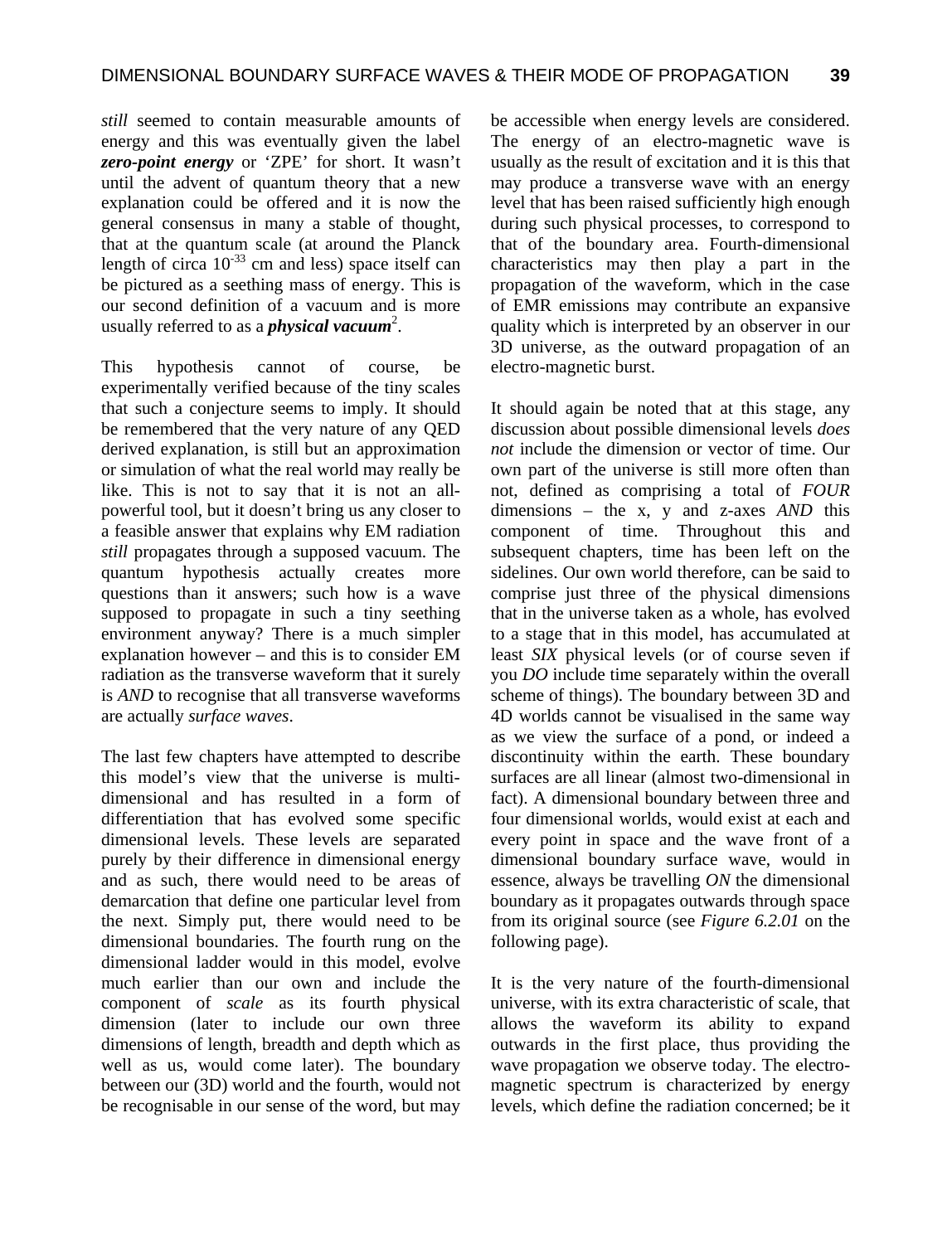*still* seemed to contain measurable amounts of energy and this was eventually given the label ***zero-point energy*** or 'ZPE' for short. It wasn't until the advent of quantum theory that a new explanation could be offered and it is now the general consensus in many a stable of thought, that at the quantum scale (at around the Planck length of circa $10^{-33}$ cm and less) space itself can be pictured as a seething mass of energy. This is our second definition of a vacuum and is more usually referred to as a ***physical vacuum***[2].

This hypothesis cannot of course, be experimentally verified because of the tiny scales that such a conjecture seems to imply. It should be remembered that the very nature of any QED derived explanation, is still but an approximation or simulation of what the real world may really be like. This is not to say that it is not an all-powerful tool, but it doesn't bring us any closer to a feasible answer that explains why EM radiation *still* propagates through a supposed vacuum. The quantum hypothesis actually creates more questions than it answers; such how is a wave supposed to propagate in such a tiny seething environment anyway? There is a much simpler explanation however – and this is to consider EM radiation as the transverse waveform that it surely is *AND* to recognise that all transverse waveforms are actually *surface waves*.

The last few chapters have attempted to describe this model's view that the universe is multi-dimensional and has resulted in a form of differentiation that has evolved some specific dimensional levels. These levels are separated purely by their difference in dimensional energy and as such, there would need to be areas of demarcation that define one particular level from the next. Simply put, there would need to be dimensional boundaries. The fourth rung on the dimensional ladder would in this model, evolve much earlier than our own and include the component of *scale* as its fourth physical dimension (later to include our own three dimensions of length, breadth and depth which as well as us, would come later). The boundary between our (3D) world and the fourth, would not be recognisable in our sense of the word, but may be accessible when energy levels are considered. The energy of an electro-magnetic wave is usually as the result of excitation and it is this that may produce a transverse wave with an energy level that has been raised sufficiently high enough during such physical processes, to correspond to that of the boundary area. Fourth-dimensional characteristics may then play a part in the propagation of the waveform, which in the case of EMR emissions may contribute an expansive quality which is interpreted by an observer in our 3D universe, as the outward propagation of an electro-magnetic burst.

It should again be noted that at this stage, any discussion about possible dimensional levels *does not* include the dimension or vector of time. Our own part of the universe is still more often than not, defined as comprising a total of *FOUR* dimensions – the x, y and z-axes *AND* this component of time. Throughout this and subsequent chapters, time has been left on the sidelines. Our own world therefore, can be said to comprise just three of the physical dimensions that in the universe taken as a whole, has evolved to a stage that in this model, has accumulated at least *SIX* physical levels (or of course seven if you *DO* include time separately within the overall scheme of things). The boundary between 3D and 4D worlds cannot be visualised in the same way as we view the surface of a pond, or indeed a discontinuity within the earth. These boundary surfaces are all linear (almost two-dimensional in fact). A dimensional boundary between three and four dimensional worlds, would exist at each and every point in space and the wave front of a dimensional boundary surface wave, would in essence, always be travelling *ON* the dimensional boundary as it propagates outwards through space from its original source (see *Figure 6.2.01* on the following page).

It is the very nature of the fourth-dimensional universe, with its extra characteristic of scale, that allows the waveform its ability to expand outwards in the first place, thus providing the wave propagation we observe today. The electro-magnetic spectrum is characterized by energy levels, which define the radiation concerned; be it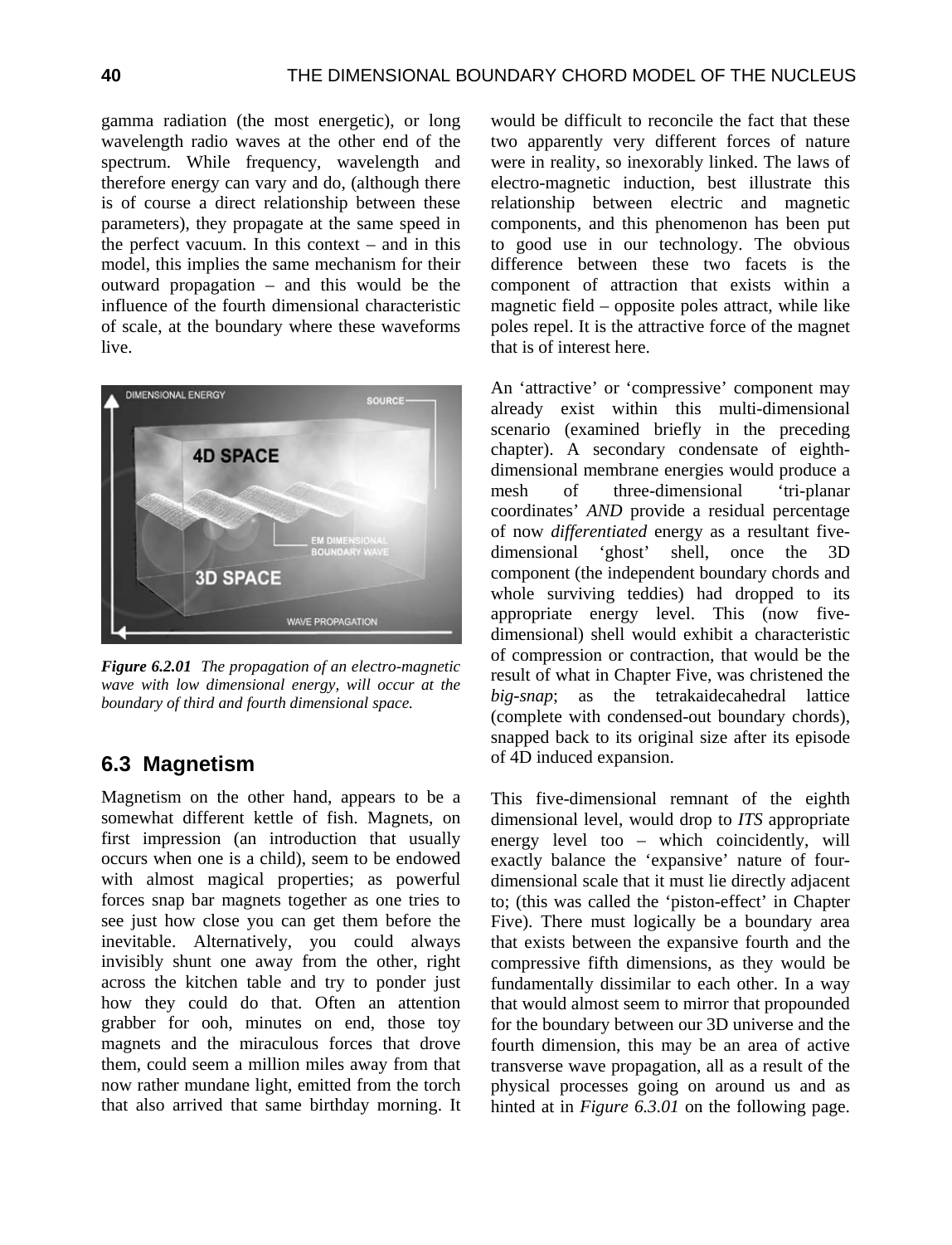gamma radiation (the most energetic), or long wavelength radio waves at the other end of the spectrum. While frequency, wavelength and therefore energy can vary and do, (although there is of course a direct relationship between these parameters), they propagate at the same speed in the perfect vacuum. In this context – and in this model, this implies the same mechanism for their outward propagation – and this would be the influence of the fourth dimensional characteristic of scale, at the boundary where these waveforms live.

*Figure 6.2.01 The propagation of an electro-magnetic wave with low dimensional energy, will occur at the boundary of third and fourth dimensional space.*

## 6.3 Magnetism

Magnetism on the other hand, appears to be a somewhat different kettle of fish. Magnets, on first impression (an introduction that usually occurs when one is a child), seem to be endowed with almost magical properties; as powerful forces snap bar magnets together as one tries to see just how close you can get them before the inevitable. Alternatively, you could always invisibly shunt one away from the other, right across the kitchen table and try to ponder just how they could do that. Often an attention grabber for ooh, minutes on end, those toy magnets and the miraculous forces that drove them, could seem a million miles away from that now rather mundane light, emitted from the torch that also arrived that same birthday morning. It would be difficult to reconcile the fact that these two apparently very different forces of nature were in reality, so inexorably linked. The laws of electro-magnetic induction, best illustrate this relationship between electric and magnetic components, and this phenomenon has been put to good use in our technology. The obvious difference between these two facets is the component of attraction that exists within a magnetic field – opposite poles attract, while like poles repel. It is the attractive force of the magnet that is of interest here.

An 'attractive' or 'compressive' component may already exist within this multi-dimensional scenario (examined briefly in the preceding chapter). A secondary condensate of eighth-dimensional membrane energies would produce a mesh of three-dimensional 'tri-planar coordinates' *AND* provide a residual percentage of now *differentiated* energy as a resultant five-dimensional 'ghost' shell, once the 3D component (the independent boundary chords and whole surviving teddies) had dropped to its appropriate energy level. This (now five-dimensional) shell would exhibit a characteristic of compression or contraction, that would be the result of what in Chapter Five, was christened the *big-snap*; as the tetrakaidecahedral lattice (complete with condensed-out boundary chords), snapped back to its original size after its episode of 4D induced expansion.

This five-dimensional remnant of the eighth dimensional level, would drop to *ITS* appropriate energy level too – which coincidently, will exactly balance the 'expansive' nature of four-dimensional scale that it must lie directly adjacent to; (this was called the 'piston-effect' in Chapter Five). There must logically be a boundary area that exists between the expansive fourth and the compressive fifth dimensions, as they would be fundamentally dissimilar to each other. In a way that would almost seem to mirror that propounded for the boundary between our 3D universe and the fourth dimension, this may be an area of active transverse wave propagation, all as a result of the physical processes going on around us and as hinted at in *Figure 6.3.01* on the following page.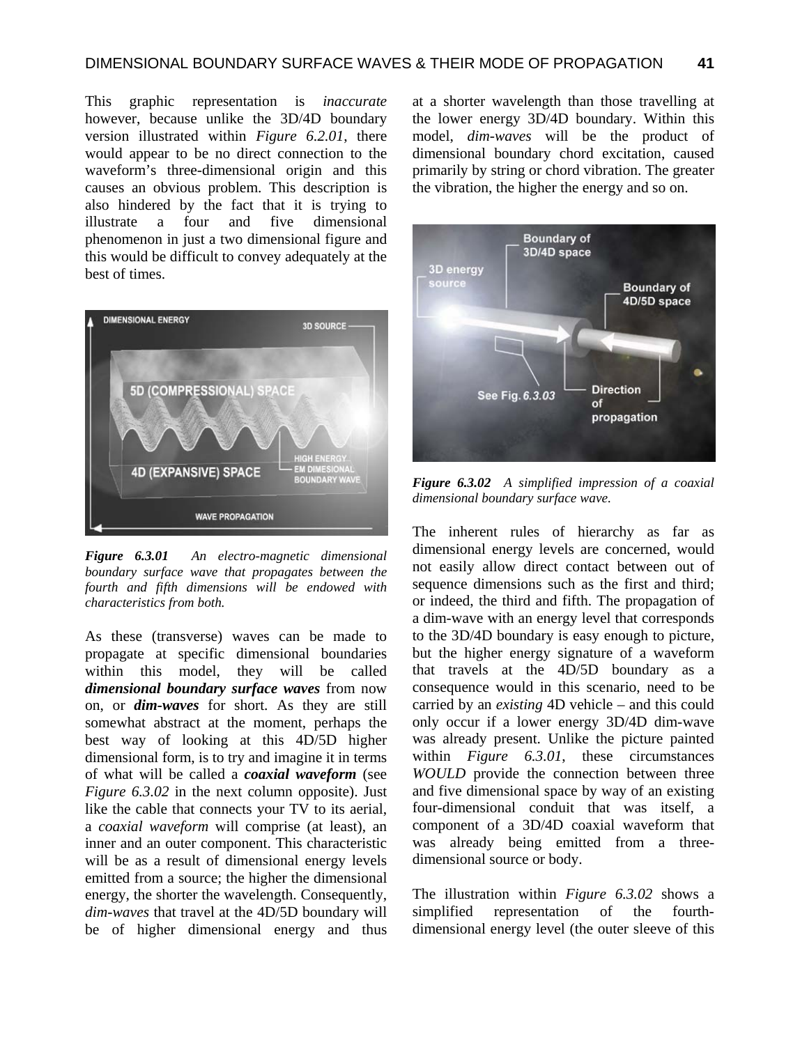This graphic representation is *inaccurate* however, because unlike the 3D/4D boundary version illustrated within *Figure 6.2.01*, there would appear to be no direct connection to the waveform's three-dimensional origin and this causes an obvious problem. This description is also hindered by the fact that it is trying to illustrate a four and five dimensional phenomenon in just a two dimensional figure and this would be difficult to convey adequately at the best of times.

***Figure 6.3.01*** *An electro-magnetic dimensional boundary surface wave that propagates between the fourth and fifth dimensions will be endowed with characteristics from both.*

As these (transverse) waves can be made to propagate at specific dimensional boundaries within this model, they will be called ***dimensional boundary surface waves*** from now on, or ***dim-waves*** for short. As they are still somewhat abstract at the moment, perhaps the best way of looking at this 4D/5D higher dimensional form, is to try and imagine it in terms of what will be called a ***coaxial waveform*** (see *Figure 6.3.02* in the next column opposite). Just like the cable that connects your TV to its aerial, a *coaxial waveform* will comprise (at least), an inner and an outer component. This characteristic will be as a result of dimensional energy levels emitted from a source; the higher the dimensional energy, the shorter the wavelength. Consequently, *dim-waves* that travel at the 4D/5D boundary will be of higher dimensional energy and thus at a shorter wavelength than those travelling at the lower energy 3D/4D boundary. Within this model, *dim-waves* will be the product of dimensional boundary chord excitation, caused primarily by string or chord vibration. The greater the vibration, the higher the energy and so on.

***Figure 6.3.02*** *A simplified impression of a coaxial dimensional boundary surface wave.*

The inherent rules of hierarchy as far as dimensional energy levels are concerned, would not easily allow direct contact between out of sequence dimensions such as the first and third; or indeed, the third and fifth. The propagation of a dim-wave with an energy level that corresponds to the 3D/4D boundary is easy enough to picture, but the higher energy signature of a waveform that travels at the 4D/5D boundary as a consequence would in this scenario, need to be carried by an *existing* 4D vehicle – and this could only occur if a lower energy 3D/4D dim-wave was already present. Unlike the picture painted within *Figure 6.3.01*, these circumstances *WOULD* provide the connection between three and five dimensional space by way of an existing four-dimensional conduit that was itself, a component of a 3D/4D coaxial waveform that was already being emitted from a three-dimensional source or body.

The illustration within *Figure 6.3.02* shows a simplified representation of the fourth-dimensional energy level (the outer sleeve of this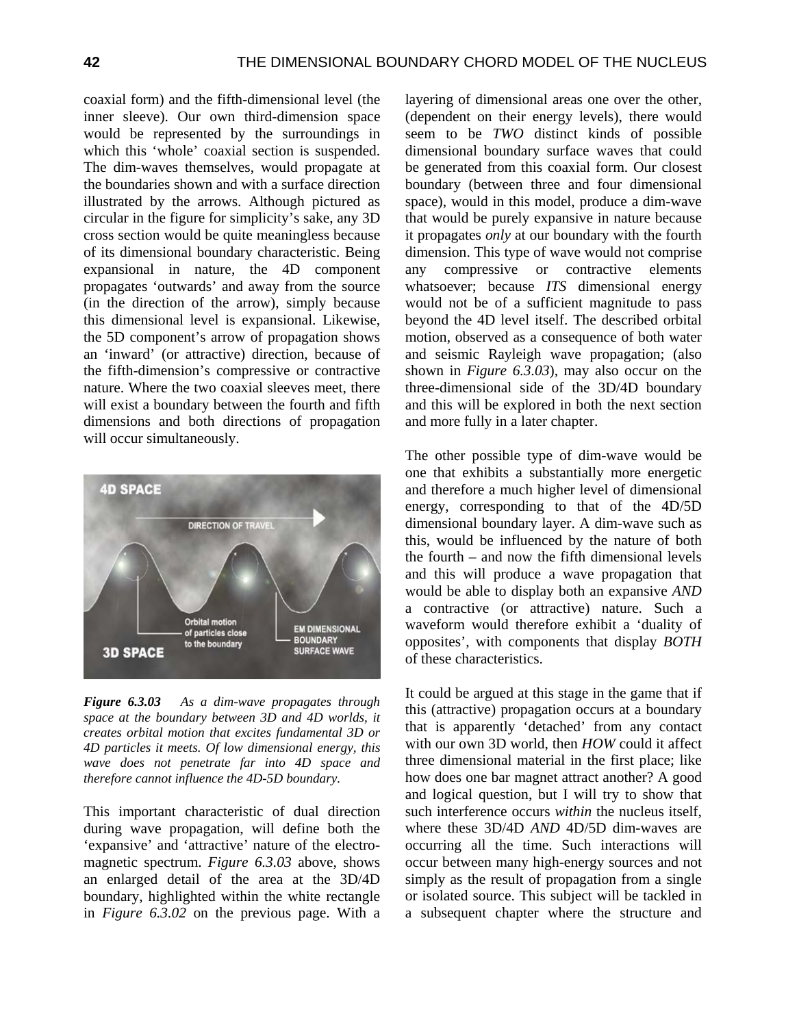coaxial form) and the fifth-dimensional level (the inner sleeve). Our own third-dimension space would be represented by the surroundings in which this 'whole' coaxial section is suspended. The dim-waves themselves, would propagate at the boundaries shown and with a surface direction illustrated by the arrows. Although pictured as circular in the figure for simplicity's sake, any 3D cross section would be quite meaningless because of its dimensional boundary characteristic. Being expansional in nature, the 4D component propagates 'outwards' and away from the source (in the direction of the arrow), simply because this dimensional level is expansional. Likewise, the 5D component's arrow of propagation shows an 'inward' (or attractive) direction, because of the fifth-dimension's compressive or contractive nature. Where the two coaxial sleeves meet, there will exist a boundary between the fourth and fifth dimensions and both directions of propagation will occur simultaneously.

***Figure 6.3.03*** *As a dim-wave propagates through space at the boundary between 3D and 4D worlds, it creates orbital motion that excites fundamental 3D or 4D particles it meets. Of low dimensional energy, this wave does not penetrate far into 4D space and therefore cannot influence the 4D-5D boundary.*

This important characteristic of dual direction during wave propagation, will define both the 'expansive' and 'attractive' nature of the electro-magnetic spectrum. *Figure 6.3.03* above, shows an enlarged detail of the area at the 3D/4D boundary, highlighted within the white rectangle in *Figure 6.3.02* on the previous page. With a layering of dimensional areas one over the other, (dependent on their energy levels), there would seem to be *TWO* distinct kinds of possible dimensional boundary surface waves that could be generated from this coaxial form. Our closest boundary (between three and four dimensional space), would in this model, produce a dim-wave that would be purely expansive in nature because it propagates *only* at our boundary with the fourth dimension. This type of wave would not comprise any compressive or contractive elements whatsoever; because *ITS* dimensional energy would not be of a sufficient magnitude to pass beyond the 4D level itself. The described orbital motion, observed as a consequence of both water and seismic Rayleigh wave propagation; (also shown in *Figure 6.3.03*), may also occur on the three-dimensional side of the 3D/4D boundary and this will be explored in both the next section and more fully in a later chapter.

The other possible type of dim-wave would be one that exhibits a substantially more energetic and therefore a much higher level of dimensional energy, corresponding to that of the 4D/5D dimensional boundary layer. A dim-wave such as this, would be influenced by the nature of both the fourth – and now the fifth dimensional levels and this will produce a wave propagation that would be able to display both an expansive *AND* a contractive (or attractive) nature. Such a waveform would therefore exhibit a 'duality of opposites', with components that display *BOTH* of these characteristics.

It could be argued at this stage in the game that if this (attractive) propagation occurs at a boundary that is apparently 'detached' from any contact with our own 3D world, then *HOW* could it affect three dimensional material in the first place; like how does one bar magnet attract another? A good and logical question, but I will try to show that such interference occurs *within* the nucleus itself, where these 3D/4D *AND* 4D/5D dim-waves are occurring all the time. Such interactions will occur between many high-energy sources and not simply as the result of propagation from a single or isolated source. This subject will be tackled in a subsequent chapter where the structure and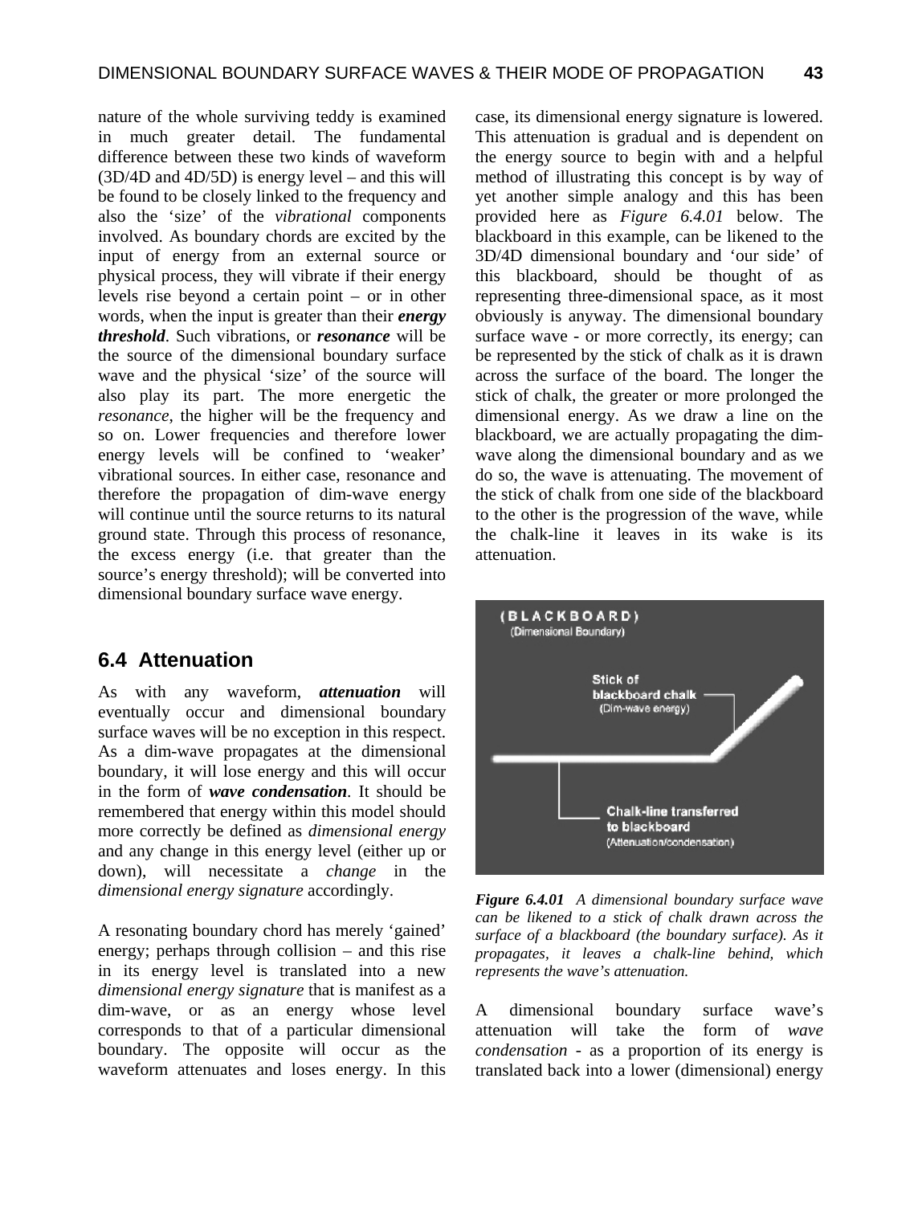nature of the whole surviving teddy is examined in much greater detail. The fundamental difference between these two kinds of waveform (3D/4D and 4D/5D) is energy level – and this will be found to be closely linked to the frequency and also the 'size' of the *vibrational* components involved. As boundary chords are excited by the input of energy from an external source or physical process, they will vibrate if their energy levels rise beyond a certain point – or in other words, when the input is greater than their ***energy threshold***. Such vibrations, or ***resonance*** will be the source of the dimensional boundary surface wave and the physical 'size' of the source will also play its part. The more energetic the *resonance*, the higher will be the frequency and so on. Lower frequencies and therefore lower energy levels will be confined to 'weaker' vibrational sources. In either case, resonance and therefore the propagation of dim-wave energy will continue until the source returns to its natural ground state. Through this process of resonance, the excess energy (i.e. that greater than the source's energy threshold); will be converted into dimensional boundary surface wave energy.

## 6.4 Attenuation

As with any waveform, ***attenuation*** will eventually occur and dimensional boundary surface waves will be no exception in this respect. As a dim-wave propagates at the dimensional boundary, it will lose energy and this will occur in the form of ***wave condensation***. It should be remembered that energy within this model should more correctly be defined as *dimensional energy* and any change in this energy level (either up or down), will necessitate a *change* in the *dimensional energy signature* accordingly.

A resonating boundary chord has merely 'gained' energy; perhaps through collision – and this rise in its energy level is translated into a new *dimensional energy signature* that is manifest as a dim-wave, or as an energy whose level corresponds to that of a particular dimensional boundary. The opposite will occur as the waveform attenuates and loses energy. In this case, its dimensional energy signature is lowered. This attenuation is gradual and is dependent on the energy source to begin with and a helpful method of illustrating this concept is by way of yet another simple analogy and this has been provided here as *Figure 6.4.01* below. The blackboard in this example, can be likened to the 3D/4D dimensional boundary and 'our side' of this blackboard, should be thought of as representing three-dimensional space, as it most obviously is anyway. The dimensional boundary surface wave - or more correctly, its energy; can be represented by the stick of chalk as it is drawn across the surface of the board. The longer the stick of chalk, the greater or more prolonged the dimensional energy. As we draw a line on the blackboard, we are actually propagating the dim-wave along the dimensional boundary and as we do so, the wave is attenuating. The movement of the stick of chalk from one side of the blackboard to the other is the progression of the wave, while the chalk-line it leaves in its wake is its attenuation.

***Figure 6.4.01*** *A dimensional boundary surface wave can be likened to a stick of chalk drawn across the surface of a blackboard (the boundary surface). As it propagates, it leaves a chalk-line behind, which represents the wave's attenuation.*

A dimensional boundary surface wave's attenuation will take the form of *wave condensation* - as a proportion of its energy is translated back into a lower (dimensional) energy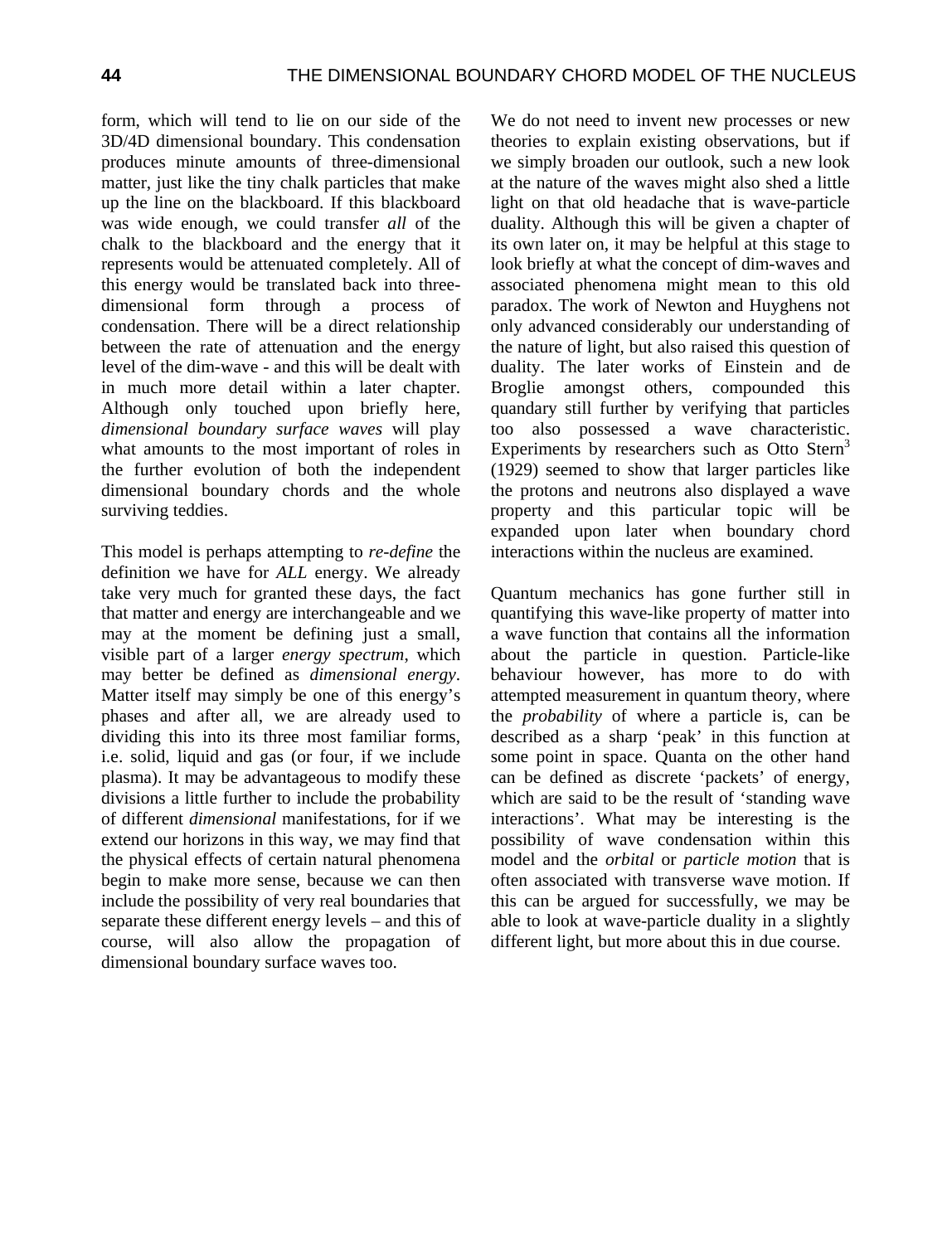form, which will tend to lie on our side of the 3D/4D dimensional boundary. This condensation produces minute amounts of three-dimensional matter, just like the tiny chalk particles that make up the line on the blackboard. If this blackboard was wide enough, we could transfer *all* of the chalk to the blackboard and the energy that it represents would be attenuated completely. All of this energy would be translated back into three-dimensional form through a process of condensation. There will be a direct relationship between the rate of attenuation and the energy level of the dim-wave - and this will be dealt with in much more detail within a later chapter. Although only touched upon briefly here, *dimensional boundary surface waves* will play what amounts to the most important of roles in the further evolution of both the independent dimensional boundary chords and the whole surviving teddies.

This model is perhaps attempting to *re-define* the definition we have for *ALL* energy. We already take very much for granted these days, the fact that matter and energy are interchangeable and we may at the moment be defining just a small, visible part of a larger *energy spectrum*, which may better be defined as *dimensional energy*. Matter itself may simply be one of this energy's phases and after all, we are already used to dividing this into its three most familiar forms, i.e. solid, liquid and gas (or four, if we include plasma). It may be advantageous to modify these divisions a little further to include the probability of different *dimensional* manifestations, for if we extend our horizons in this way, we may find that the physical effects of certain natural phenomena begin to make more sense, because we can then include the possibility of very real boundaries that separate these different energy levels – and this of course, will also allow the propagation of dimensional boundary surface waves too.

We do not need to invent new processes or new theories to explain existing observations, but if we simply broaden our outlook, such a new look at the nature of the waves might also shed a little light on that old headache that is wave-particle duality. Although this will be given a chapter of its own later on, it may be helpful at this stage to look briefly at what the concept of dim-waves and associated phenomena might mean to this old paradox. The work of Newton and Huyghens not only advanced considerably our understanding of the nature of light, but also raised this question of duality. The later works of Einstein and de Broglie amongst others, compounded this quandary still further by verifying that particles too also possessed a wave characteristic. Experiments by researchers such as Otto Stern[3] (1929) seemed to show that larger particles like the protons and neutrons also displayed a wave property and this particular topic will be expanded upon later when boundary chord interactions within the nucleus are examined.

Quantum mechanics has gone further still in quantifying this wave-like property of matter into a wave function that contains all the information about the particle in question. Particle-like behaviour however, has more to do with attempted measurement in quantum theory, where the *probability* of where a particle is, can be described as a sharp 'peak' in this function at some point in space. Quanta on the other hand can be defined as discrete 'packets' of energy, which are said to be the result of 'standing wave interactions'. What may be interesting is the possibility of wave condensation within this model and the *orbital* or *particle motion* that is often associated with transverse wave motion. If this can be argued for successfully, we may be able to look at wave-particle duality in a slightly different light, but more about this in due course.